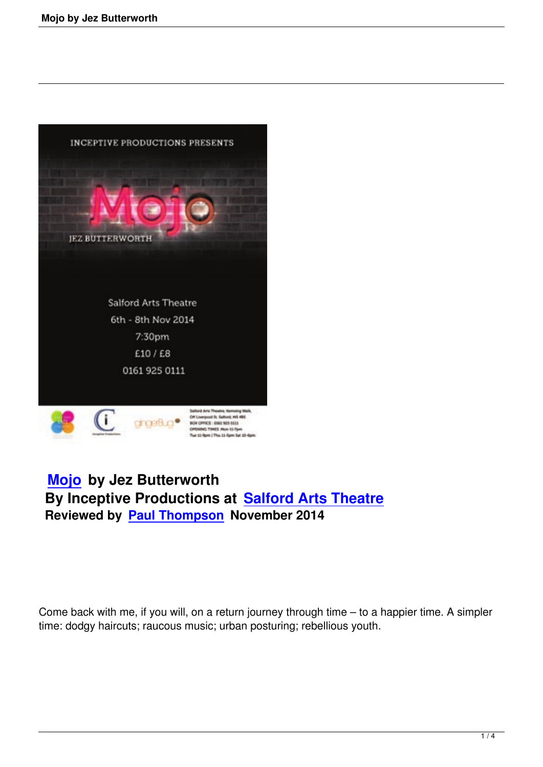**Mojo by Jez Butterworth**
**By Inceptive Productions at Salford Arts Theatre**
**Reviewed by Paul Thompson November 2014**

Come back with me, if you will, on a return journey through time – to a happier time. A simpler time: dodgy haircuts; raucous music; urban posturing; rebellious youth.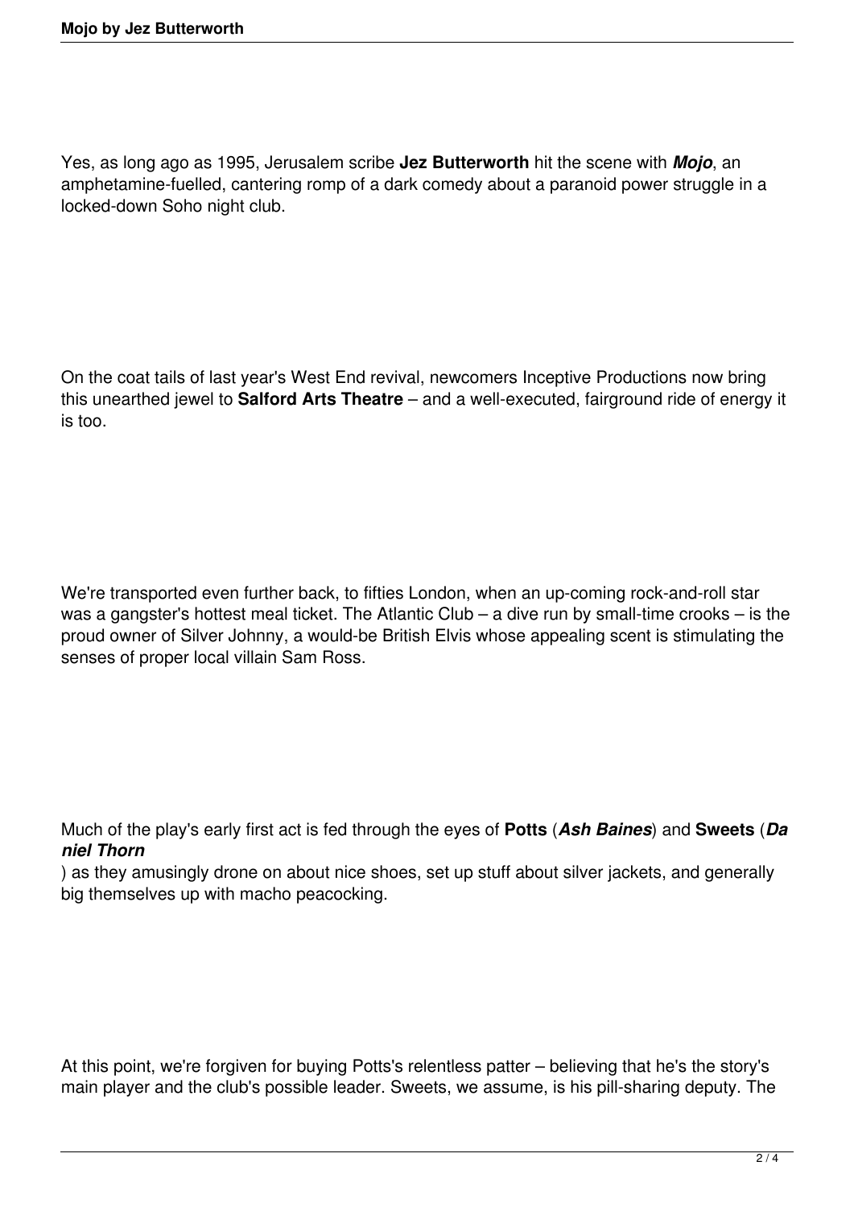Yes, as long ago as 1995, Jerusalem scribe **Jez Butterworth** hit the scene with ***Mojo***, an amphetamine-fuelled, cantering romp of a dark comedy about a paranoid power struggle in a locked-down Soho night club.

On the coat tails of last year's West End revival, newcomers Inceptive Productions now bring this unearthed jewel to **Salford Arts Theatre** – and a well-executed, fairground ride of energy it is too.

We're transported even further back, to fifties London, when an up-coming rock-and-roll star was a gangster's hottest meal ticket. The Atlantic Club – a dive run by small-time crooks – is the proud owner of Silver Johnny, a would-be British Elvis whose appealing scent is stimulating the senses of proper local villain Sam Ross.

Much of the play's early first act is fed through the eyes of **Potts** (***Ash Baines***) and **Sweets** (***Daniel Thorn***) as they amusingly drone on about nice shoes, set up stuff about silver jackets, and generally big themselves up with macho peacocking.

At this point, we're forgiven for buying Potts's relentless patter – believing that he's the story's main player and the club's possible leader. Sweets, we assume, is his pill-sharing deputy. The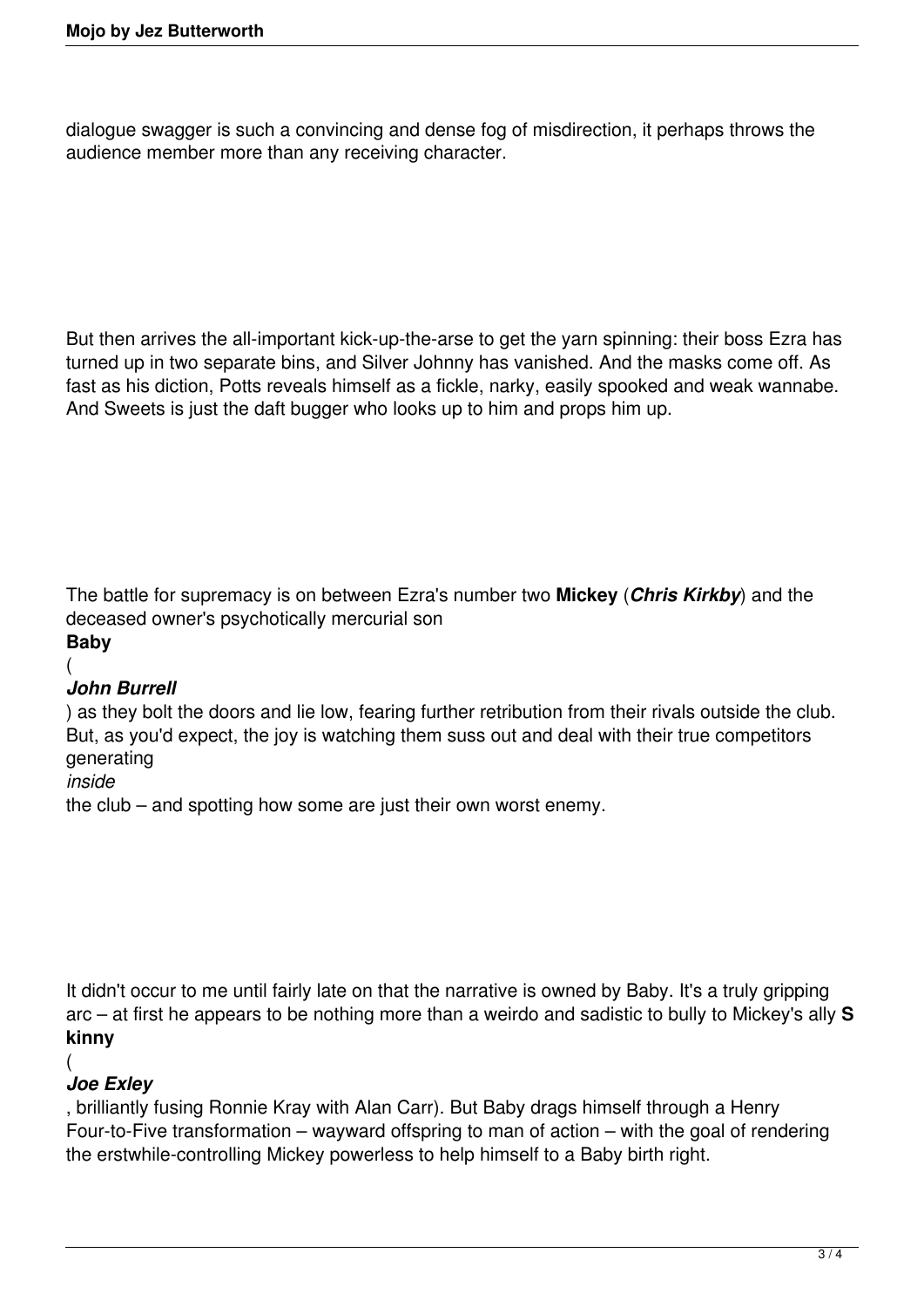dialogue swagger is such a convincing and dense fog of misdirection, it perhaps throws the audience member more than any receiving character.

But then arrives the all-important kick-up-the-arse to get the yarn spinning: their boss Ezra has turned up in two separate bins, and Silver Johnny has vanished. And the masks come off. As fast as his diction, Potts reveals himself as a fickle, narky, easily spooked and weak wannabe. And Sweets is just the daft bugger who looks up to him and props him up.

The battle for supremacy is on between Ezra's number two **Mickey** (***Chris Kirkby***) and the deceased owner's psychotically mercurial son **Baby** (***John Burrell***) as they bolt the doors and lie low, fearing further retribution from their rivals outside the club. But, as you'd expect, the joy is watching them suss out and deal with their true competitors generating *inside* the club – and spotting how some are just their own worst enemy.

It didn't occur to me until fairly late on that the narrative is owned by Baby. It's a truly gripping arc – at first he appears to be nothing more than a weirdo and sadistic to bully to Mickey's ally **Skinny** (***Joe Exley***, brilliantly fusing Ronnie Kray with Alan Carr). But Baby drags himself through a Henry Four-to-Five transformation – wayward offspring to man of action – with the goal of rendering the erstwhile-controlling Mickey powerless to help himself to a Baby birth right.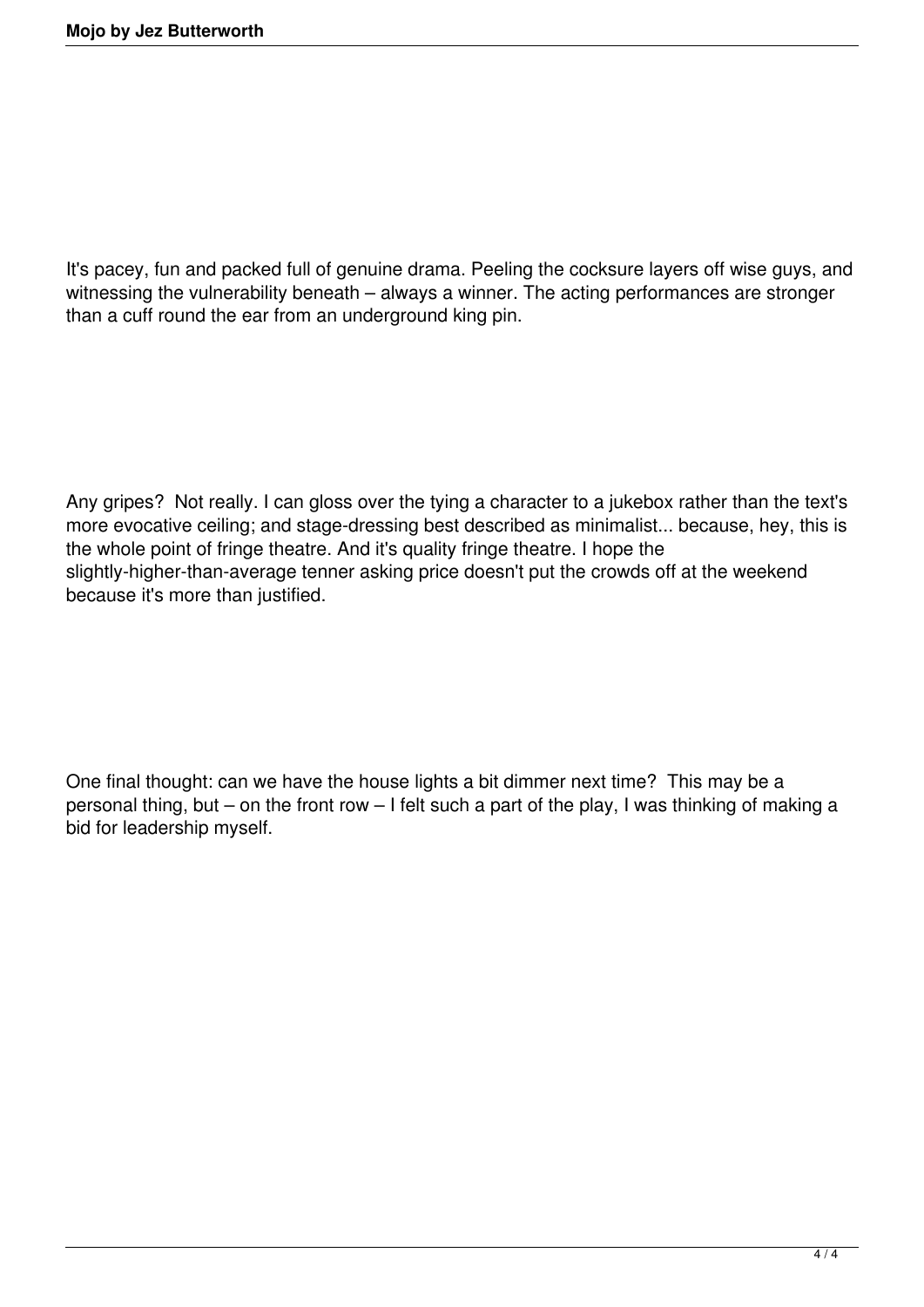It's pacey, fun and packed full of genuine drama. Peeling the cocksure layers off wise guys, and witnessing the vulnerability beneath – always a winner. The acting performances are stronger than a cuff round the ear from an underground king pin.

Any gripes? Not really. I can gloss over the tying a character to a jukebox rather than the text's more evocative ceiling; and stage-dressing best described as minimalist... because, hey, this is the whole point of fringe theatre. And it's quality fringe theatre. I hope the slightly-higher-than-average tenner asking price doesn't put the crowds off at the weekend because it's more than justified.

One final thought: can we have the house lights a bit dimmer next time? This may be a personal thing, but – on the front row – I felt such a part of the play, I was thinking of making a bid for leadership myself.